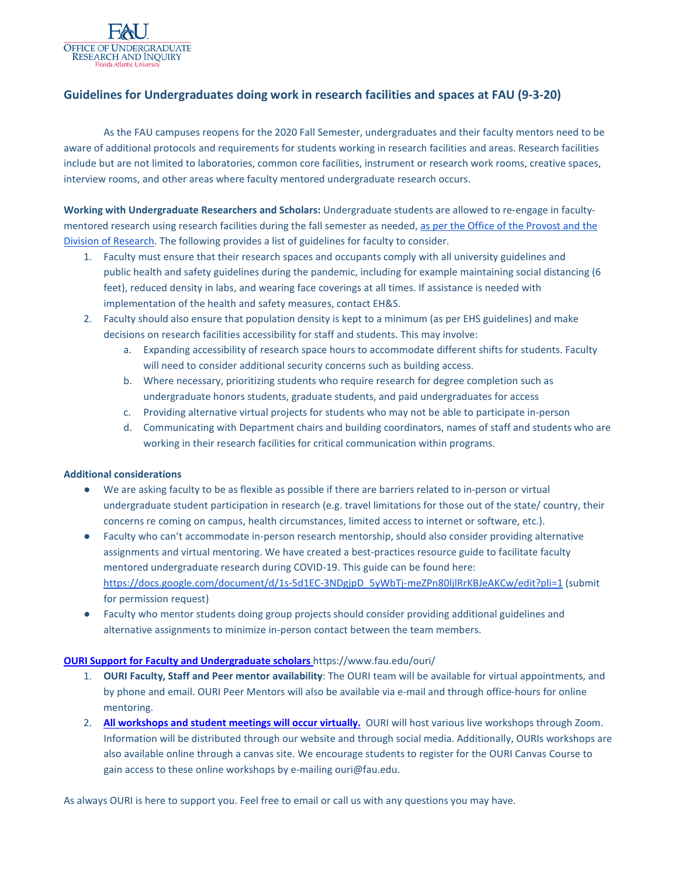FAU
OFFICE OF UNDERGRADUATE RESEARCH AND INQUIRY
Florida Atlantic University

## Guidelines for Undergraduates doing work in research facilities and spaces at FAU (9-3-20)

As the FAU campuses reopens for the 2020 Fall Semester, undergraduates and their faculty mentors need to be aware of additional protocols and requirements for students working in research facilities and areas. Research facilities include but are not limited to laboratories, common core facilities, instrument or research work rooms, creative spaces, interview rooms, and other areas where faculty mentored undergraduate research occurs.

**Working with Undergraduate Researchers and Scholars:** Undergraduate students are allowed to re-engage in faculty-mentored research using research facilities during the fall semester as needed, as per the Office of the Provost and the Division of Research. The following provides a list of guidelines for faculty to consider.

1. Faculty must ensure that their research spaces and occupants comply with all university guidelines and public health and safety guidelines during the pandemic, including for example maintaining social distancing (6 feet), reduced density in labs, and wearing face coverings at all times. If assistance is needed with implementation of the health and safety measures, contact EH&S.
2. Faculty should also ensure that population density is kept to a minimum (as per EHS guidelines) and make decisions on research facilities accessibility for staff and students. This may involve:
   a. Expanding accessibility of research space hours to accommodate different shifts for students. Faculty will need to consider additional security concerns such as building access.
   b. Where necessary, prioritizing students who require research for degree completion such as undergraduate honors students, graduate students, and paid undergraduates for access
   c. Providing alternative virtual projects for students who may not be able to participate in-person
   d. Communicating with Department chairs and building coordinators, names of staff and students who are working in their research facilities for critical communication within programs.

**Additional considerations**

- We are asking faculty to be as flexible as possible if there are barriers related to in-person or virtual undergraduate student participation in research (e.g. travel limitations for those out of the state/ country, their concerns re coming on campus, health circumstances, limited access to internet or software, etc.).
- Faculty who can't accommodate in-person research mentorship, should also consider providing alternative assignments and virtual mentoring. We have created a best-practices resource guide to facilitate faculty mentored undergraduate research during COVID-19. This guide can be found here: https://docs.google.com/document/d/1s-5d1EC-3NDgjpD_5yWbTj-meZPn80ljlRrKBJeAKCw/edit?pli=1 (submit for permission request)
- Faculty who mentor students doing group projects should consider providing additional guidelines and alternative assignments to minimize in-person contact between the team members.

**OURI Support for Faculty and Undergraduate scholars** https://www.fau.edu/ouri/

1. **OURI Faculty, Staff and Peer mentor availability**: The OURI team will be available for virtual appointments, and by phone and email. OURI Peer Mentors will also be available via e-mail and through office-hours for online mentoring.
2. **All workshops and student meetings will occur virtually.** OURI will host various live workshops through Zoom. Information will be distributed through our website and through social media. Additionally, OURIs workshops are also available online through a canvas site. We encourage students to register for the OURI Canvas Course to gain access to these online workshops by e-mailing ouri@fau.edu.

As always OURI is here to support you. Feel free to email or call us with any questions you may have.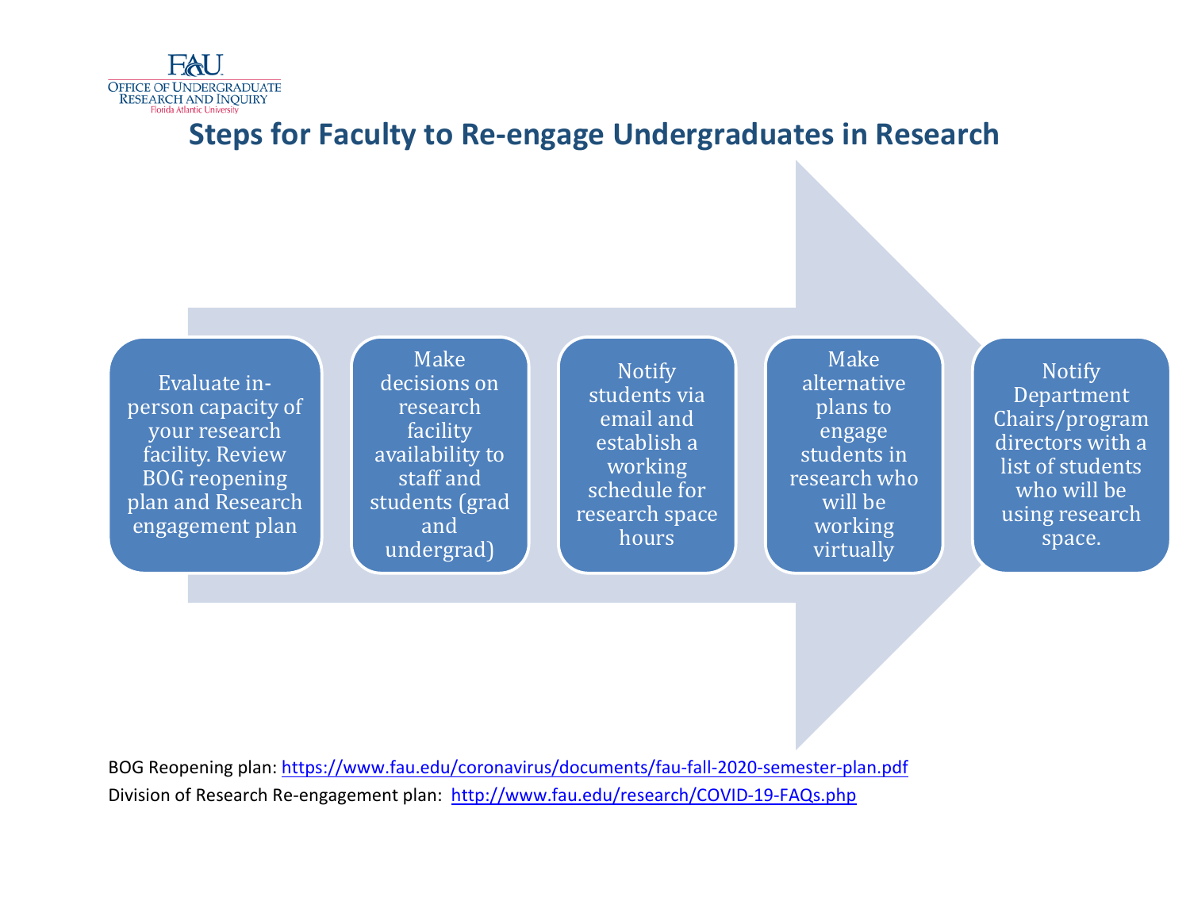Office of Undergraduate Research and Inquiry
Florida Atlantic University

# Steps for Faculty to Re-engage Undergraduates in Research

1. Evaluate in-person capacity of your research facility. Review BOG reopening plan and Research engagement plan
2. Make decisions on research facility availability to staff and students (grad and undergrad)
3. Notify students via email and establish a working schedule for research space hours
4. Make alternative plans to engage students in research who will be working virtually
5. Notify Department Chairs/program directors with a list of students who will be using research space.

BOG Reopening plan: https://www.fau.edu/coronavirus/documents/fau-fall-2020-semester-plan.pdf

Division of Research Re-engagement plan: http://www.fau.edu/research/COVID-19-FAQs.php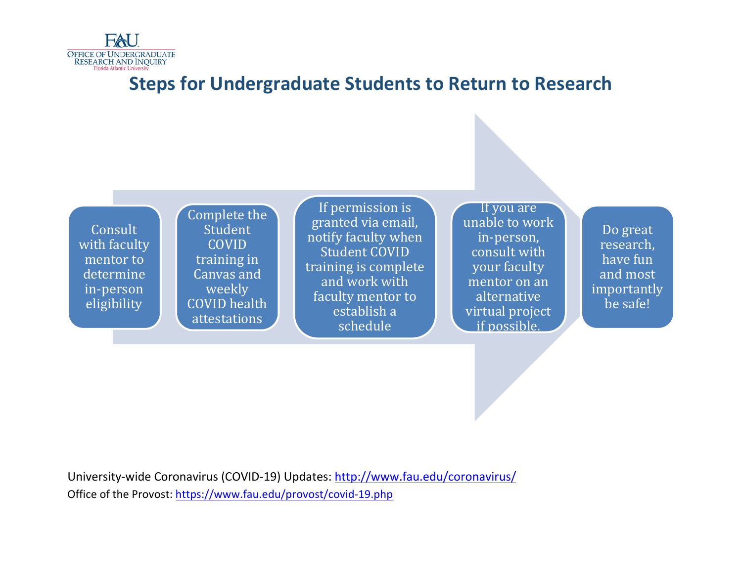FAU
Office of Undergraduate Research and Inquiry
Florida Atlantic University

# Steps for Undergraduate Students to Return to Research

1. Consult with faculty mentor to determine in-person eligibility
2. Complete the Student COVID training in Canvas and weekly COVID health attestations
3. If permission is granted via email, notify faculty when Student COVID training is complete and work with faculty mentor to establish a schedule
4. If you are unable to work in-person, consult with your faculty mentor on an alternative virtual project if possible.
5. Do great research, have fun and most importantly be safe!

University-wide Coronavirus (COVID-19) Updates: http://www.fau.edu/coronavirus/

Office of the Provost: https://www.fau.edu/provost/covid-19.php